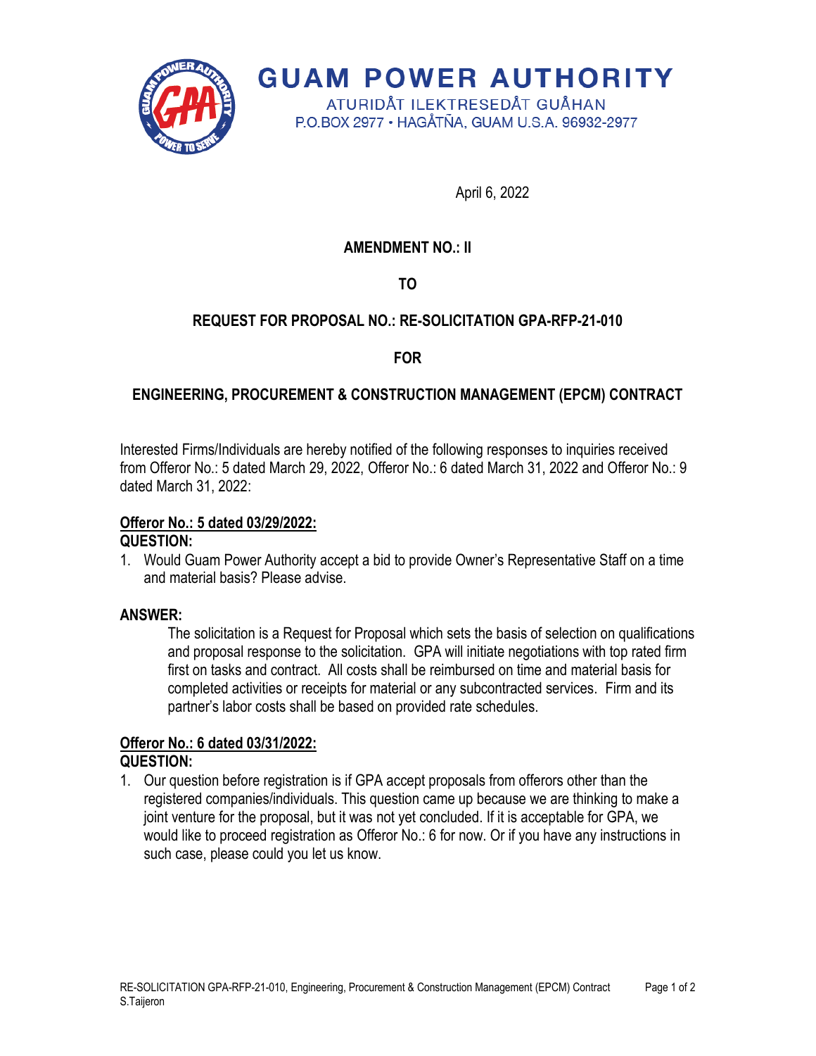# GUAM POWER AUTHORITY

ATURIDÅT ILEKTRESEDÅT GUÅHAN
P.O.BOX 2977 • HAGÅTÑA, GUAM U.S.A. 96932-2977

April 6, 2022

**AMENDMENT NO.: II**

**TO**

**REQUEST FOR PROPOSAL NO.: RE-SOLICITATION GPA-RFP-21-010**

**FOR**

**ENGINEERING, PROCUREMENT & CONSTRUCTION MANAGEMENT (EPCM) CONTRACT**

Interested Firms/Individuals are hereby notified of the following responses to inquiries received from Offeror No.: 5 dated March 29, 2022, Offeror No.: 6 dated March 31, 2022 and Offeror No.: 9 dated March 31, 2022:

**Offeror No.: 5 dated 03/29/2022:**

**QUESTION:**

1. Would Guam Power Authority accept a bid to provide Owner's Representative Staff on a time and material basis? Please advise.

**ANSWER:**

The solicitation is a Request for Proposal which sets the basis of selection on qualifications and proposal response to the solicitation. GPA will initiate negotiations with top rated firm first on tasks and contract. All costs shall be reimbursed on time and material basis for completed activities or receipts for material or any subcontracted services. Firm and its partner's labor costs shall be based on provided rate schedules.

**Offeror No.: 6 dated 03/31/2022:**

**QUESTION:**

1. Our question before registration is if GPA accept proposals from offerors other than the registered companies/individuals. This question came up because we are thinking to make a joint venture for the proposal, but it was not yet concluded. If it is acceptable for GPA, we would like to proceed registration as Offeror No.: 6 for now. Or if you have any instructions in such case, please could you let us know.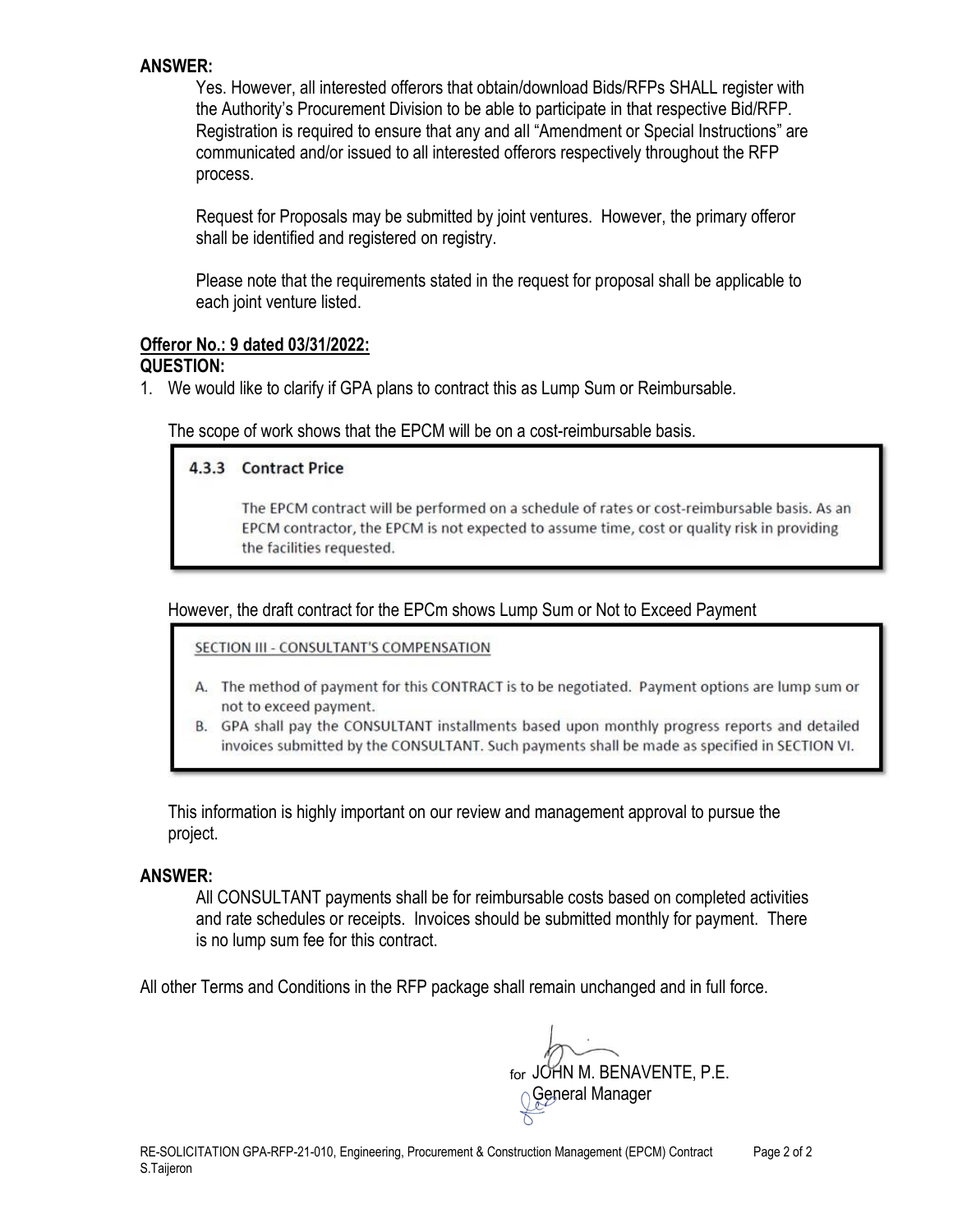**ANSWER:**

Yes. However, all interested offerors that obtain/download Bids/RFPs SHALL register with the Authority's Procurement Division to be able to participate in that respective Bid/RFP. Registration is required to ensure that any and all "Amendment or Special Instructions" are communicated and/or issued to all interested offerors respectively throughout the RFP process.

Request for Proposals may be submitted by joint ventures. However, the primary offeror shall be identified and registered on registry.

Please note that the requirements stated in the request for proposal shall be applicable to each joint venture listed.

**Offeror No.: 9 dated 03/31/2022:**

**QUESTION:**

1. We would like to clarify if GPA plans to contract this as Lump Sum or Reimbursable.

   The scope of work shows that the EPCM will be on a cost-reimbursable basis.

   > **4.3.3 Contract Price**
   >
   > The EPCM contract will be performed on a schedule of rates or cost-reimbursable basis. As an EPCM contractor, the EPCM is not expected to assume time, cost or quality risk in providing the facilities requested.

   However, the draft contract for the EPCm shows Lump Sum or Not to Exceed Payment

   > SECTION III - CONSULTANT'S COMPENSATION
   >
   > A. The method of payment for this CONTRACT is to be negotiated. Payment options are lump sum or not to exceed payment.
   >
   > B. GPA shall pay the CONSULTANT installments based upon monthly progress reports and detailed invoices submitted by the CONSULTANT. Such payments shall be made as specified in SECTION VI.

   This information is highly important on our review and management approval to pursue the project.

**ANSWER:**

All CONSULTANT payments shall be for reimbursable costs based on completed activities and rate schedules or receipts. Invoices should be submitted monthly for payment. There is no lump sum fee for this contract.

All other Terms and Conditions in the RFP package shall remain unchanged and in full force.

for JOHN M. BENAVENTE, P.E.
General Manager

RE-SOLICITATION GPA-RFP-21-010, Engineering, Procurement & Construction Management (EPCM) Contract
S.Taijeron